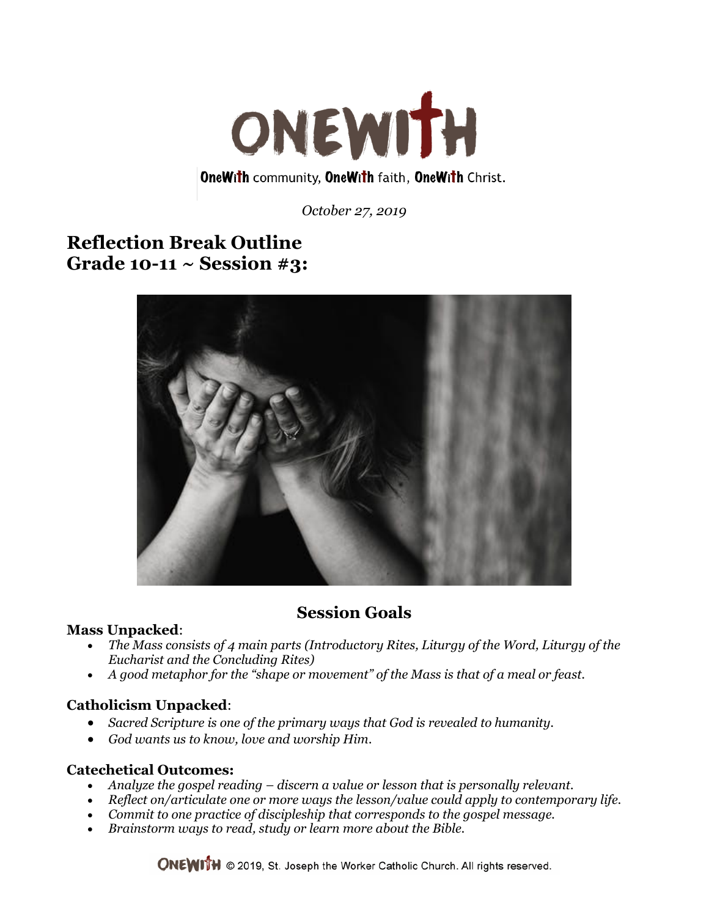# ONEWITH

OneWith community, OneWith faith, OneWith Christ.

*October 27, 2019*

## Reflection Break Outline
## Grade 10-11 ~ Session #3:

### Session Goals

**Mass Unpacked**:

- *The Mass consists of 4 main parts (Introductory Rites, Liturgy of the Word, Liturgy of the Eucharist and the Concluding Rites)*
- *A good metaphor for the "shape or movement" of the Mass is that of a meal or feast.*

**Catholicism Unpacked**:

- *Sacred Scripture is one of the primary ways that God is revealed to humanity.*
- *God wants us to know, love and worship Him.*

**Catechetical Outcomes:**

- *Analyze the gospel reading – discern a value or lesson that is personally relevant.*
- *Reflect on/articulate one or more ways the lesson/value could apply to contemporary life.*
- *Commit to one practice of discipleship that corresponds to the gospel message.*
- *Brainstorm ways to read, study or learn more about the Bible.*

ONEWITH © 2019, St. Joseph the Worker Catholic Church. All rights reserved.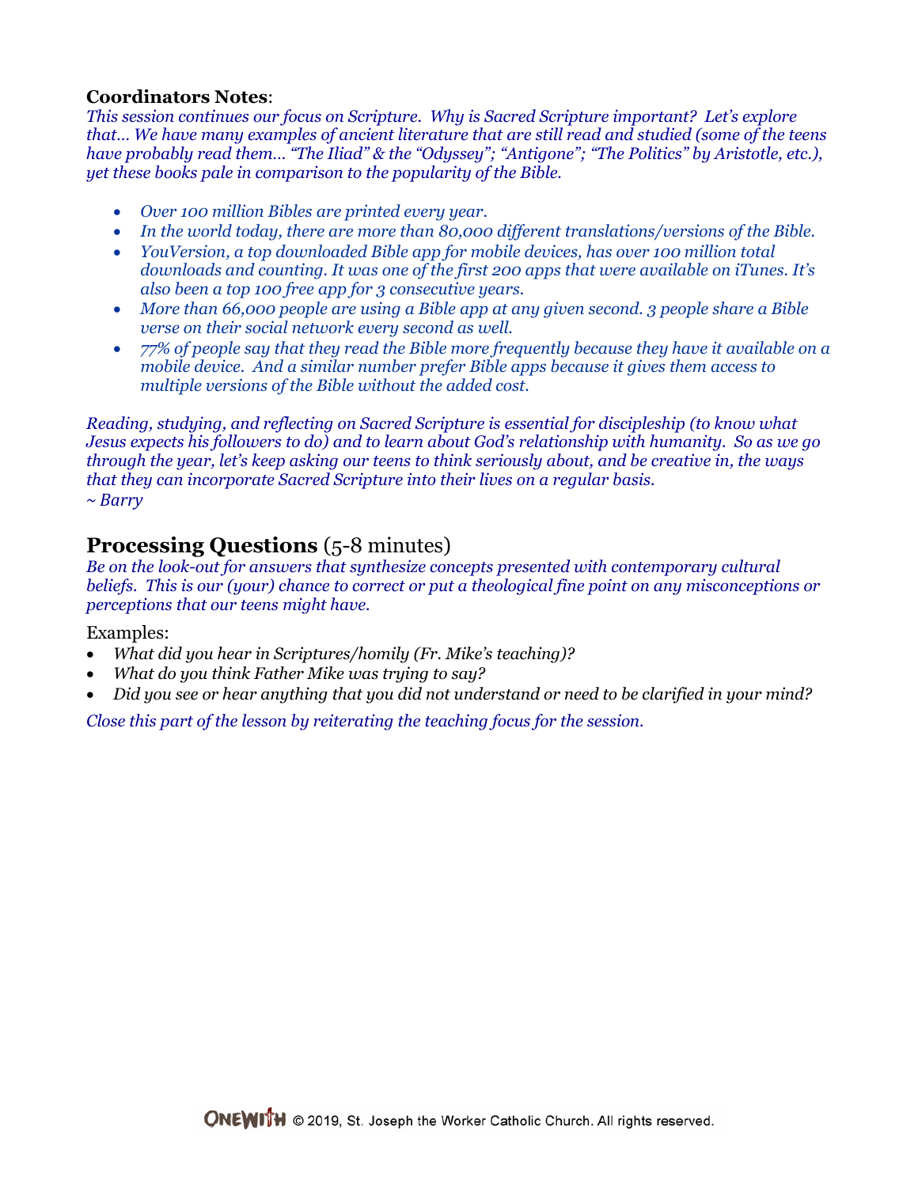**Coordinators Notes**:

*This session continues our focus on Scripture. Why is Sacred Scripture important? Let's explore that… We have many examples of ancient literature that are still read and studied (some of the teens have probably read them… "The Iliad" & the "Odyssey"; "Antigone"; "The Politics" by Aristotle, etc.), yet these books pale in comparison to the popularity of the Bible.*

- *Over 100 million Bibles are printed every year.*
- *In the world today, there are more than 80,000 different translations/versions of the Bible.*
- *YouVersion, a top downloaded Bible app for mobile devices, has over 100 million total downloads and counting. It was one of the first 200 apps that were available on iTunes. It's also been a top 100 free app for 3 consecutive years.*
- *More than 66,000 people are using a Bible app at any given second. 3 people share a Bible verse on their social network every second as well.*
- *77% of people say that they read the Bible more frequently because they have it available on a mobile device. And a similar number prefer Bible apps because it gives them access to multiple versions of the Bible without the added cost.*

*Reading, studying, and reflecting on Sacred Scripture is essential for discipleship (to know what Jesus expects his followers to do) and to learn about God's relationship with humanity. So as we go through the year, let's keep asking our teens to think seriously about, and be creative in, the ways that they can incorporate Sacred Scripture into their lives on a regular basis.*
*~ Barry*

## **Processing Questions** (5-8 minutes)

*Be on the look-out for answers that synthesize concepts presented with contemporary cultural beliefs. This is our (your) chance to correct or put a theological fine point on any misconceptions or perceptions that our teens might have.*

Examples:

- *What did you hear in Scriptures/homily (Fr. Mike's teaching)?*
- *What do you think Father Mike was trying to say?*
- *Did you see or hear anything that you did not understand or need to be clarified in your mind?*

*Close this part of the lesson by reiterating the teaching focus for the session.*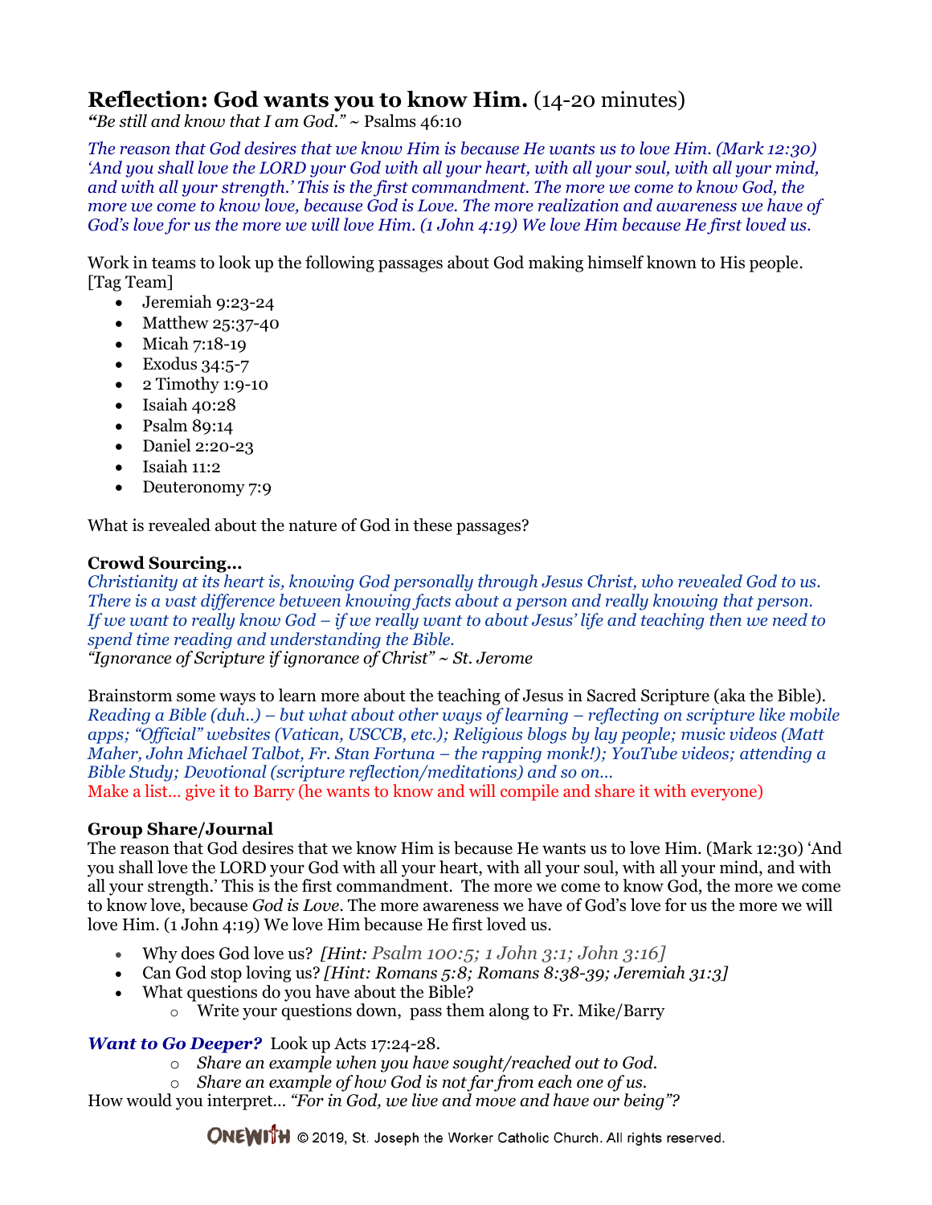## **Reflection: God wants you to know Him.** (14-20 minutes)

***"Be still and know that I am God."*** ~ Psalms 46:10

*The reason that God desires that we know Him is because He wants us to love Him. (Mark 12:30) 'And you shall love the LORD your God with all your heart, with all your soul, with all your mind, and with all your strength.' This is the first commandment. The more we come to know God, the more we come to know love, because God is Love. The more realization and awareness we have of God's love for us the more we will love Him. (1 John 4:19) We love Him because He first loved us.*

Work in teams to look up the following passages about God making himself known to His people. [Tag Team]

- Jeremiah 9:23-24
- Matthew 25:37-40
- Micah 7:18-19
- Exodus 34:5-7
- 2 Timothy 1:9-10
- Isaiah 40:28
- Psalm 89:14
- Daniel 2:20-23
- Isaiah 11:2
- Deuteronomy 7:9

What is revealed about the nature of God in these passages?

**Crowd Sourcing…**

*Christianity at its heart is, knowing God personally through Jesus Christ, who revealed God to us. There is a vast difference between knowing facts about a person and really knowing that person. If we want to really know God – if we really want to about Jesus' life and teaching then we need to spend time reading and understanding the Bible.*

*"Ignorance of Scripture if ignorance of Christ" ~ St. Jerome*

Brainstorm some ways to learn more about the teaching of Jesus in Sacred Scripture (aka the Bible). *Reading a Bible (duh..) – but what about other ways of learning – reflecting on scripture like mobile apps; "Official" websites (Vatican, USCCB, etc.); Religious blogs by lay people; music videos (Matt Maher, John Michael Talbot, Fr. Stan Fortuna – the rapping monk!); YouTube videos; attending a Bible Study; Devotional (scripture reflection/meditations) and so on…*

Make a list… give it to Barry (he wants to know and will compile and share it with everyone)

**Group Share/Journal**

The reason that God desires that we know Him is because He wants us to love Him. (Mark 12:30) 'And you shall love the LORD your God with all your heart, with all your soul, with all your mind, and with all your strength.' This is the first commandment. The more we come to know God, the more we come to know love, because *God is Love*. The more awareness we have of God's love for us the more we will love Him. (1 John 4:19) We love Him because He first loved us.

- Why does God love us? *[Hint: Psalm 100:5; 1 John 3:1; John 3:16]*
- Can God stop loving us? *[Hint: Romans 5:8; Romans 8:38-39; Jeremiah 31:3]*
- What questions do you have about the Bible?
  - Write your questions down, pass them along to Fr. Mike/Barry

***Want to Go Deeper?*** Look up Acts 17:24-28.

- *Share an example when you have sought/reached out to God.*
- *Share an example of how God is not far from each one of us.*

How would you interpret… *"For in God, we live and move and have our being"?*

ONEWITH © 2019, St. Joseph the Worker Catholic Church. All rights reserved.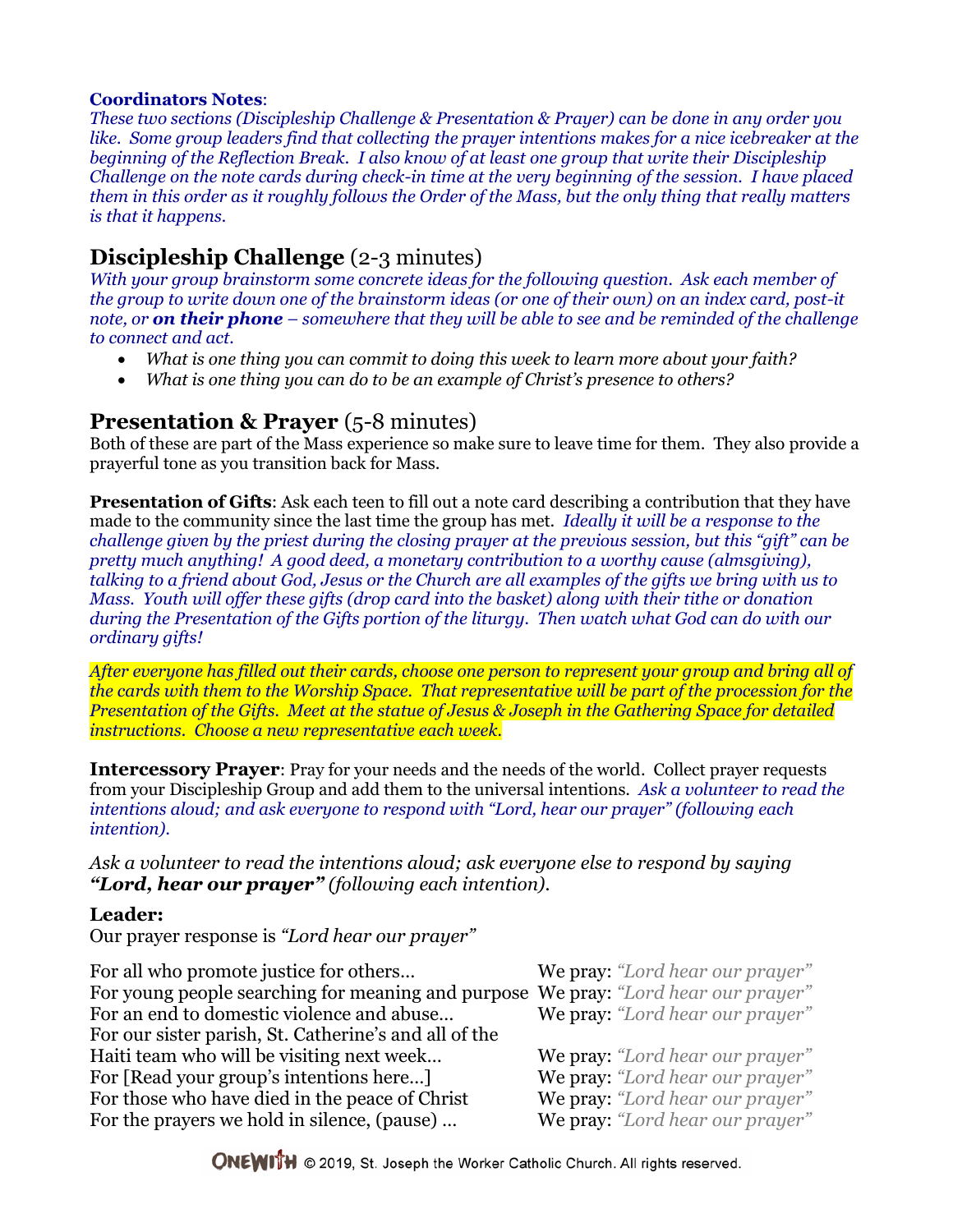**Coordinators Notes**:
*These two sections (Discipleship Challenge & Presentation & Prayer) can be done in any order you like. Some group leaders find that collecting the prayer intentions makes for a nice icebreaker at the beginning of the Reflection Break. I also know of at least one group that write their Discipleship Challenge on the note cards during check-in time at the very beginning of the session. I have placed them in this order as it roughly follows the Order of the Mass, but the only thing that really matters is that it happens.*

## Discipleship Challenge (2-3 minutes)

*With your group brainstorm some concrete ideas for the following question. Ask each member of the group to write down one of the brainstorm ideas (or one of their own) on an index card, post-it note, or* ***on their phone*** *– somewhere that they will be able to see and be reminded of the challenge to connect and act.*

- *What is one thing you can commit to doing this week to learn more about your faith?*
- *What is one thing you can do to be an example of Christ's presence to others?*

## Presentation & Prayer (5-8 minutes)

Both of these are part of the Mass experience so make sure to leave time for them. They also provide a prayerful tone as you transition back for Mass.

**Presentation of Gifts**: Ask each teen to fill out a note card describing a contribution that they have made to the community since the last time the group has met. *Ideally it will be a response to the challenge given by the priest during the closing prayer at the previous session, but this "gift" can be pretty much anything! A good deed, a monetary contribution to a worthy cause (almsgiving), talking to a friend about God, Jesus or the Church are all examples of the gifts we bring with us to Mass. Youth will offer these gifts (drop card into the basket) along with their tithe or donation during the Presentation of the Gifts portion of the liturgy. Then watch what God can do with our ordinary gifts!*

*After everyone has filled out their cards, choose one person to represent your group and bring all of the cards with them to the Worship Space. That representative will be part of the procession for the Presentation of the Gifts. Meet at the statue of Jesus & Joseph in the Gathering Space for detailed instructions. Choose a new representative each week.*

**Intercessory Prayer**: Pray for your needs and the needs of the world. Collect prayer requests from your Discipleship Group and add them to the universal intentions. *Ask a volunteer to read the intentions aloud; and ask everyone to respond with "Lord, hear our prayer" (following each intention).*

*Ask a volunteer to read the intentions aloud; ask everyone else to respond by saying* ***"Lord, hear our prayer"*** *(following each intention).*

**Leader:**
Our prayer response is *"Lord hear our prayer"*

For all who promote justice for others… We pray: *"Lord hear our prayer"*
For young people searching for meaning and purpose We pray: *"Lord hear our prayer"*
For an end to domestic violence and abuse… We pray: *"Lord hear our prayer"*
For our sister parish, St. Catherine's and all of the Haiti team who will be visiting next week… We pray: *"Lord hear our prayer"*
For [Read your group's intentions here…] We pray: *"Lord hear our prayer"*
For those who have died in the peace of Christ We pray: *"Lord hear our prayer"*
For the prayers we hold in silence, (pause) … We pray: *"Lord hear our prayer"*

ONEWITH © 2019, St. Joseph the Worker Catholic Church. All rights reserved.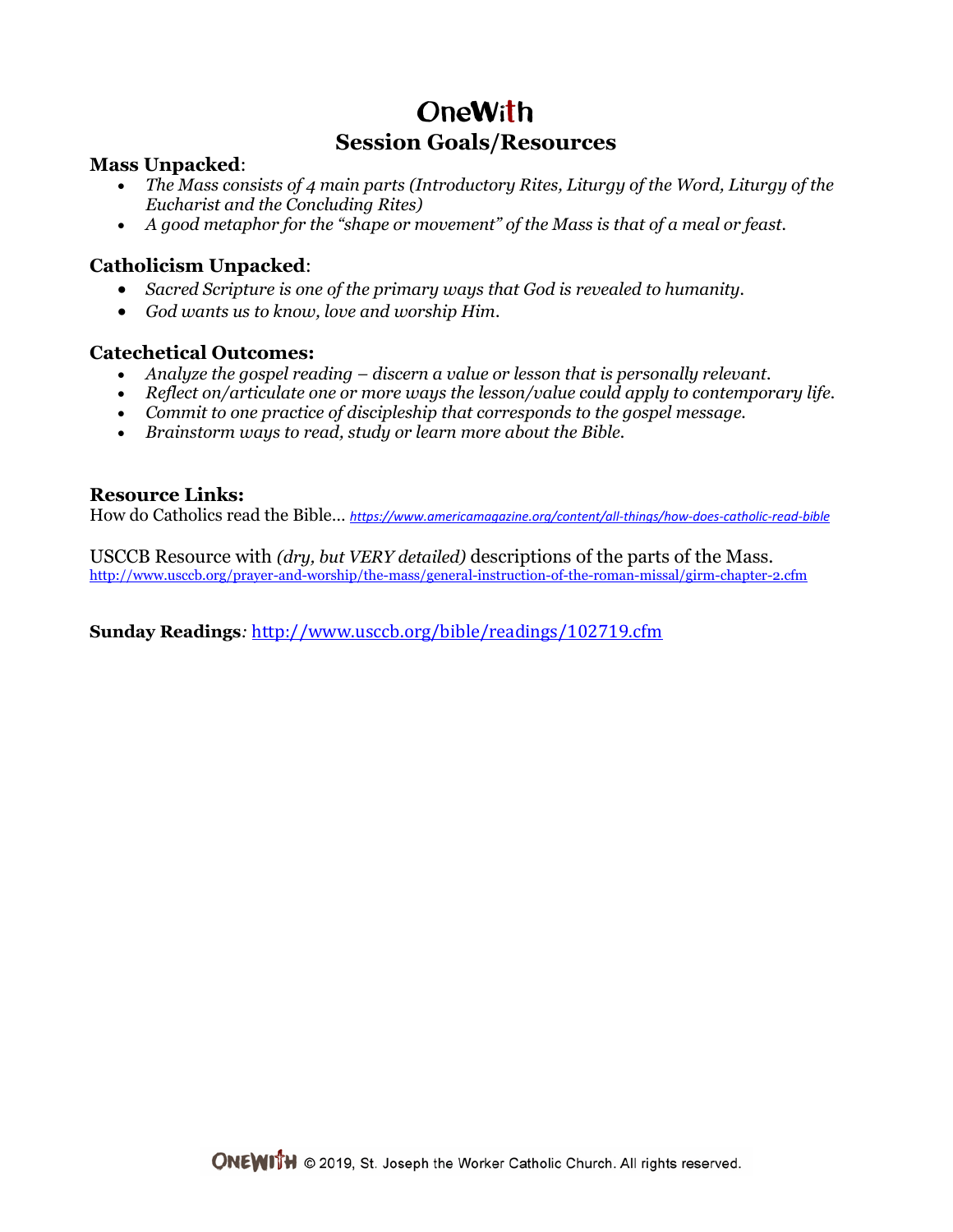# OneWith

## Session Goals/Resources

**Mass Unpacked**:

- *The Mass consists of 4 main parts (Introductory Rites, Liturgy of the Word, Liturgy of the Eucharist and the Concluding Rites)*
- *A good metaphor for the "shape or movement" of the Mass is that of a meal or feast.*

**Catholicism Unpacked**:

- *Sacred Scripture is one of the primary ways that God is revealed to humanity.*
- *God wants us to know, love and worship Him.*

**Catechetical Outcomes:**

- *Analyze the gospel reading – discern a value or lesson that is personally relevant.*
- *Reflect on/articulate one or more ways the lesson/value could apply to contemporary life.*
- *Commit to one practice of discipleship that corresponds to the gospel message.*
- *Brainstorm ways to read, study or learn more about the Bible.*

**Resource Links:**

How do Catholics read the Bible… *https://www.americamagazine.org/content/all-things/how-does-catholic-read-bible*

USCCB Resource with *(dry, but VERY detailed)* descriptions of the parts of the Mass.
http://www.usccb.org/prayer-and-worship/the-mass/general-instruction-of-the-roman-missal/girm-chapter-2.cfm

**Sunday Readings***:* http://www.usccb.org/bible/readings/102719.cfm